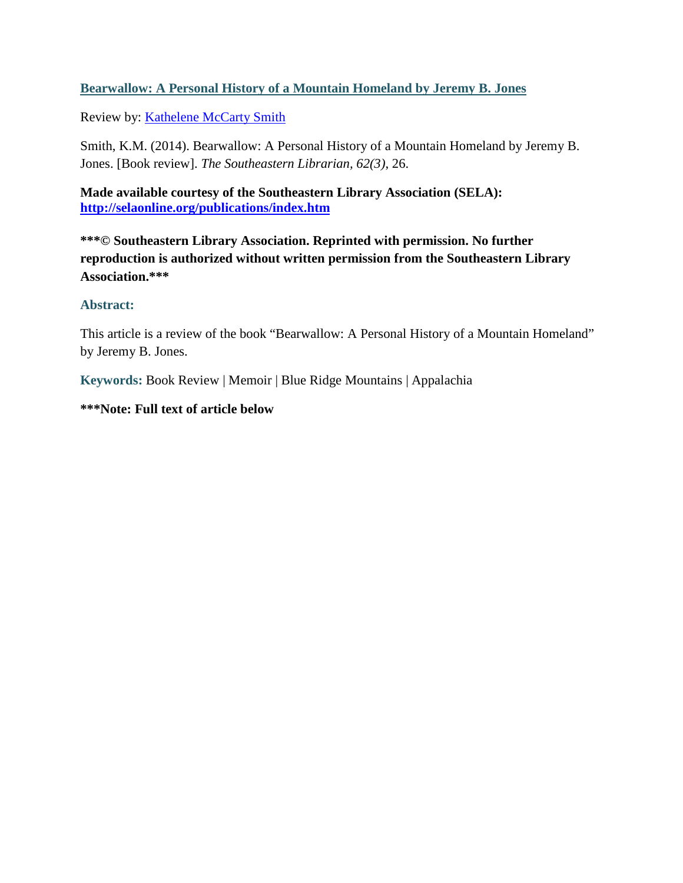# [Bearwallow: A Personal History of a Mountain Homeland by Jeremy B. Jones](#)

Review by: [Kathelene McCarty Smith](#)

Smith, K.M. (2014). Bearwallow: A Personal History of a Mountain Homeland by Jeremy B. Jones. [Book review]. *The Southeastern Librarian, 62(3)*, 26.

**Made available courtesy of the Southeastern Library Association (SELA): [http://selaonline.org/publications/index.htm](http://selaonline.org/publications/index.htm)**

*****© Southeastern Library Association. Reprinted with permission. No further reproduction is authorized without written permission from the Southeastern Library Association.*****

## Abstract:

This article is a review of the book "Bearwallow: A Personal History of a Mountain Homeland" by Jeremy B. Jones.

**Keywords:** Book Review | Memoir | Blue Ridge Mountains | Appalachia

*****Note: Full text of article below**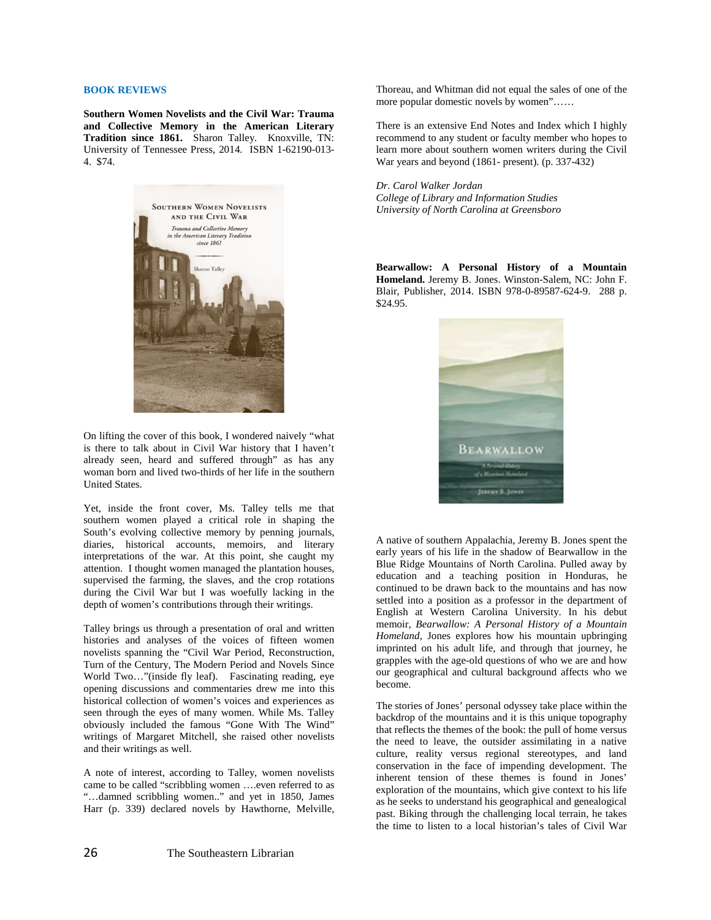## BOOK REVIEWS

**Southern Women Novelists and the Civil War: Trauma and Collective Memory in the American Literary Tradition since 1861.** Sharon Talley. Knoxville, TN: University of Tennessee Press, 2014. ISBN 1-62190-013-4. $74.

On lifting the cover of this book, I wondered naively "what is there to talk about in Civil War history that I haven't already seen, heard and suffered through" as has any woman born and lived two-thirds of her life in the southern United States.

Yet, inside the front cover, Ms. Talley tells me that southern women played a critical role in shaping the South's evolving collective memory by penning journals, diaries, historical accounts, memoirs, and literary interpretations of the war. At this point, she caught my attention. I thought women managed the plantation houses, supervised the farming, the slaves, and the crop rotations during the Civil War but I was woefully lacking in the depth of women's contributions through their writings.

Talley brings us through a presentation of oral and written histories and analyses of the voices of fifteen women novelists spanning the "Civil War Period, Reconstruction, Turn of the Century, The Modern Period and Novels Since World Two…"(inside fly leaf). Fascinating reading, eye opening discussions and commentaries drew me into this historical collection of women's voices and experiences as seen through the eyes of many women. While Ms. Talley obviously included the famous "Gone With The Wind" writings of Margaret Mitchell, she raised other novelists and their writings as well.

A note of interest, according to Talley, women novelists came to be called "scribbling women ….even referred to as "…damned scribbling women.." and yet in 1850, James Harr (p. 339) declared novels by Hawthorne, Melville, Thoreau, and Whitman did not equal the sales of one of the more popular domestic novels by women"……

There is an extensive End Notes and Index which I highly recommend to any student or faculty member who hopes to learn more about southern women writers during the Civil War years and beyond (1861- present). (p. 337-432)

*Dr. Carol Walker Jordan*
*College of Library and Information Studies*
*University of North Carolina at Greensboro*

**Bearwallow: A Personal History of a Mountain Homeland.** Jeremy B. Jones. Winston-Salem, NC: John F. Blair, Publisher, 2014. ISBN 978-0-89587-624-9. 288 p. $24.95.

A native of southern Appalachia, Jeremy B. Jones spent the early years of his life in the shadow of Bearwallow in the Blue Ridge Mountains of North Carolina. Pulled away by education and a teaching position in Honduras, he continued to be drawn back to the mountains and has now settled into a position as a professor in the department of English at Western Carolina University. In his debut memoir, *Bearwallow: A Personal History of a Mountain Homeland*, Jones explores how his mountain upbringing imprinted on his adult life, and through that journey, he grapples with the age-old questions of who we are and how our geographical and cultural background affects who we become.

The stories of Jones' personal odyssey take place within the backdrop of the mountains and it is this unique topography that reflects the themes of the book: the pull of home versus the need to leave, the outsider assimilating in a native culture, reality versus regional stereotypes, and land conservation in the face of impending development. The inherent tension of these themes is found in Jones' exploration of the mountains, which give context to his life as he seeks to understand his geographical and genealogical past. Biking through the challenging local terrain, he takes the time to listen to a local historian's tales of Civil War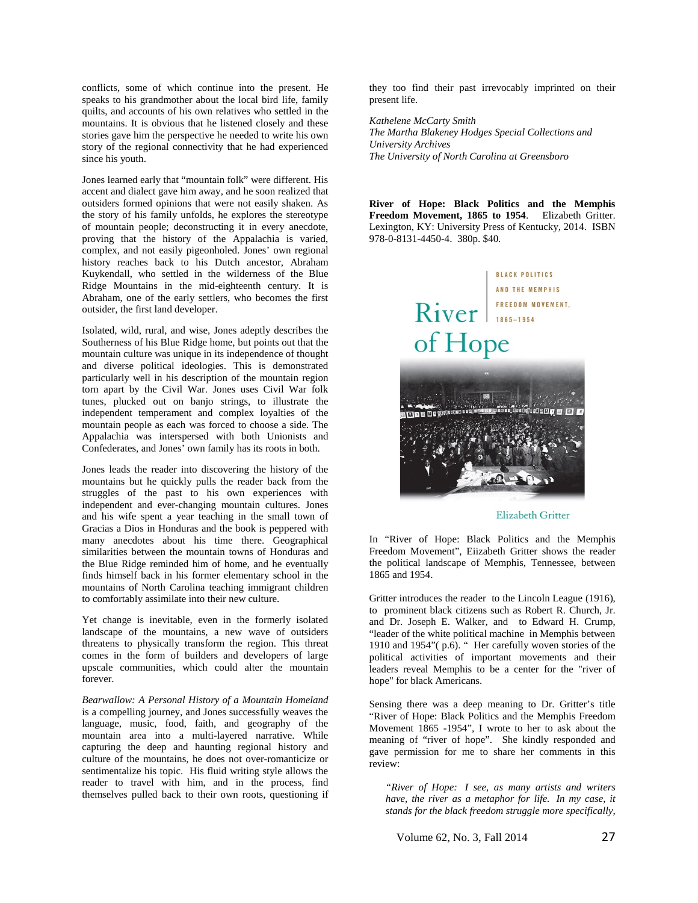conflicts, some of which continue into the present. He speaks to his grandmother about the local bird life, family quilts, and accounts of his own relatives who settled in the mountains. It is obvious that he listened closely and these stories gave him the perspective he needed to write his own story of the regional connectivity that he had experienced since his youth.

Jones learned early that "mountain folk" were different. His accent and dialect gave him away, and he soon realized that outsiders formed opinions that were not easily shaken. As the story of his family unfolds, he explores the stereotype of mountain people; deconstructing it in every anecdote, proving that the history of the Appalachia is varied, complex, and not easily pigeonholed. Jones' own regional history reaches back to his Dutch ancestor, Abraham Kuykendall, who settled in the wilderness of the Blue Ridge Mountains in the mid-eighteenth century. It is Abraham, one of the early settlers, who becomes the first outsider, the first land developer.

Isolated, wild, rural, and wise, Jones adeptly describes the Southerness of his Blue Ridge home, but points out that the mountain culture was unique in its independence of thought and diverse political ideologies. This is demonstrated particularly well in his description of the mountain region torn apart by the Civil War. Jones uses Civil War folk tunes, plucked out on banjo strings, to illustrate the independent temperament and complex loyalties of the mountain people as each was forced to choose a side. The Appalachia was interspersed with both Unionists and Confederates, and Jones' own family has its roots in both.

Jones leads the reader into discovering the history of the mountains but he quickly pulls the reader back from the struggles of the past to his own experiences with independent and ever-changing mountain cultures. Jones and his wife spent a year teaching in the small town of Gracias a Dios in Honduras and the book is peppered with many anecdotes about his time there. Geographical similarities between the mountain towns of Honduras and the Blue Ridge reminded him of home, and he eventually finds himself back in his former elementary school in the mountains of North Carolina teaching immigrant children to comfortably assimilate into their new culture.

Yet change is inevitable, even in the formerly isolated landscape of the mountains, a new wave of outsiders threatens to physically transform the region. This threat comes in the form of builders and developers of large upscale communities, which could alter the mountain forever.

*Bearwallow: A Personal History of a Mountain Homeland* is a compelling journey, and Jones successfully weaves the language, music, food, faith, and geography of the mountain area into a multi-layered narrative. While capturing the deep and haunting regional history and culture of the mountains, he does not over-romanticize or sentimentalize his topic. His fluid writing style allows the reader to travel with him, and in the process, find themselves pulled back to their own roots, questioning if they too find their past irrevocably imprinted on their present life.

*Kathelene McCarty Smith*
*The Martha Blakeney Hodges Special Collections and University Archives*
*The University of North Carolina at Greensboro*

**River of Hope: Black Politics and the Memphis Freedom Movement, 1865 to 1954**. Elizabeth Gritter. Lexington, KY: University Press of Kentucky, 2014. ISBN 978-0-8131-4450-4. 380p. $40.

In "River of Hope: Black Politics and the Memphis Freedom Movement", Eiizabeth Gritter shows the reader the political landscape of Memphis, Tennessee, between 1865 and 1954.

Gritter introduces the reader to the Lincoln League (1916), to prominent black citizens such as Robert R. Church, Jr. and Dr. Joseph E. Walker, and to Edward H. Crump, "leader of the white political machine in Memphis between 1910 and 1954"( p.6). " Her carefully woven stories of the political activities of important movements and their leaders reveal Memphis to be a center for the "river of hope" for black Americans.

Sensing there was a deep meaning to Dr. Gritter's title "River of Hope: Black Politics and the Memphis Freedom Movement 1865 -1954", I wrote to her to ask about the meaning of "river of hope". She kindly responded and gave permission for me to share her comments in this review:

> *"River of Hope: I see, as many artists and writers have, the river as a metaphor for life. In my case, it stands for the black freedom struggle more specifically,*